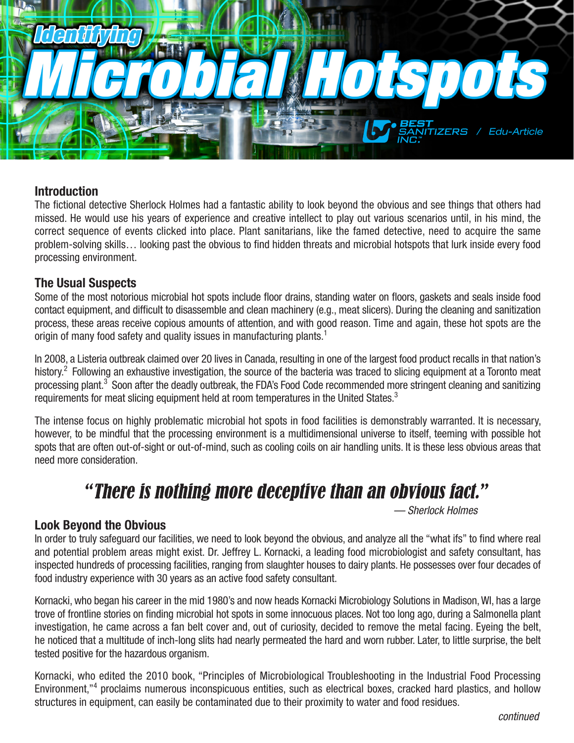# Identifying Microbial Hotspots

BEST SANITIZERS INC. / Edu-Article

## Introduction

The fictional detective Sherlock Holmes had a fantastic ability to look beyond the obvious and see things that others had missed. He would use his years of experience and creative intellect to play out various scenarios until, in his mind, the correct sequence of events clicked into place. Plant sanitarians, like the famed detective, need to acquire the same problem-solving skills… looking past the obvious to find hidden threats and microbial hotspots that lurk inside every food processing environment.

## The Usual Suspects

Some of the most notorious microbial hot spots include floor drains, standing water on floors, gaskets and seals inside food contact equipment, and difficult to disassemble and clean machinery (e.g., meat slicers). During the cleaning and sanitization process, these areas receive copious amounts of attention, and with good reason. Time and again, these hot spots are the origin of many food safety and quality issues in manufacturing plants.[1]

In 2008, a Listeria outbreak claimed over 20 lives in Canada, resulting in one of the largest food product recalls in that nation's history.[2] Following an exhaustive investigation, the source of the bacteria was traced to slicing equipment at a Toronto meat processing plant.[3] Soon after the deadly outbreak, the FDA's Food Code recommended more stringent cleaning and sanitizing requirements for meat slicing equipment held at room temperatures in the United States.[3]

The intense focus on highly problematic microbial hot spots in food facilities is demonstrably warranted. It is necessary, however, to be mindful that the processing environment is a multidimensional universe to itself, teeming with possible hot spots that are often out-of-sight or out-of-mind, such as cooling coils on air handling units. It is these less obvious areas that need more consideration.

> *"There is nothing more deceptive than an obvious fact."*
>
> — *Sherlock Holmes*

## Look Beyond the Obvious

In order to truly safeguard our facilities, we need to look beyond the obvious, and analyze all the "what ifs" to find where real and potential problem areas might exist. Dr. Jeffrey L. Kornacki, a leading food microbiologist and safety consultant, has inspected hundreds of processing facilities, ranging from slaughter houses to dairy plants. He possesses over four decades of food industry experience with 30 years as an active food safety consultant.

Kornacki, who began his career in the mid 1980's and now heads Kornacki Microbiology Solutions in Madison, WI, has a large trove of frontline stories on finding microbial hot spots in some innocuous places. Not too long ago, during a Salmonella plant investigation, he came across a fan belt cover and, out of curiosity, decided to remove the metal facing. Eyeing the belt, he noticed that a multitude of inch-long slits had nearly permeated the hard and worn rubber. Later, to little surprise, the belt tested positive for the hazardous organism.

Kornacki, who edited the 2010 book, "Principles of Microbiological Troubleshooting in the Industrial Food Processing Environment,"[4] proclaims numerous inconspicuous entities, such as electrical boxes, cracked hard plastics, and hollow structures in equipment, can easily be contaminated due to their proximity to water and food residues.

*continued*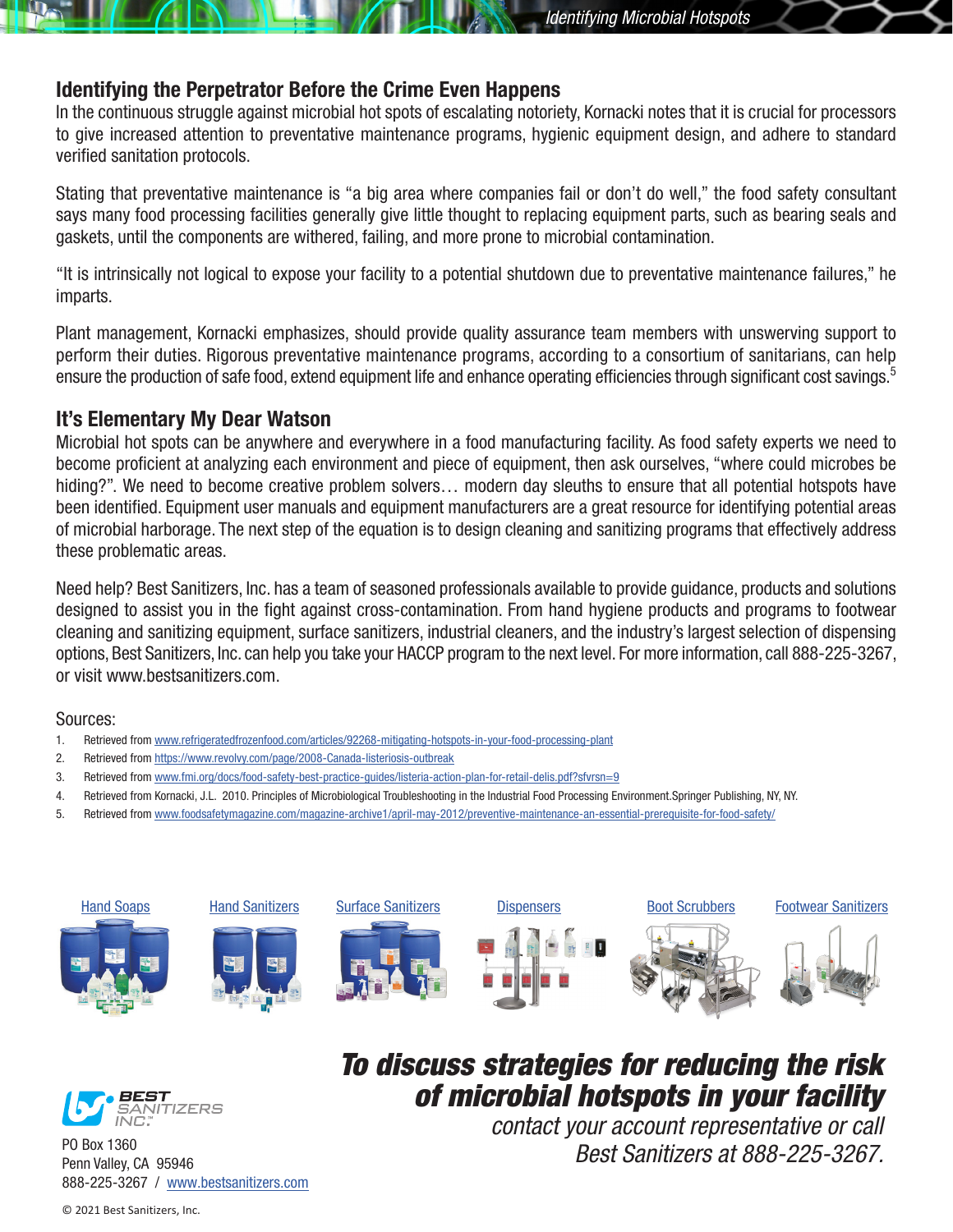## Identifying the Perpetrator Before the Crime Even Happens

In the continuous struggle against microbial hot spots of escalating notoriety, Kornacki notes that it is crucial for processors to give increased attention to preventative maintenance programs, hygienic equipment design, and adhere to standard verified sanitation protocols.

Stating that preventative maintenance is "a big area where companies fail or don't do well," the food safety consultant says many food processing facilities generally give little thought to replacing equipment parts, such as bearing seals and gaskets, until the components are withered, failing, and more prone to microbial contamination.

"It is intrinsically not logical to expose your facility to a potential shutdown due to preventative maintenance failures," he imparts.

Plant management, Kornacki emphasizes, should provide quality assurance team members with unswerving support to perform their duties. Rigorous preventative maintenance programs, according to a consortium of sanitarians, can help ensure the production of safe food, extend equipment life and enhance operating efficiencies through significant cost savings.[5]

## It's Elementary My Dear Watson

Microbial hot spots can be anywhere and everywhere in a food manufacturing facility. As food safety experts we need to become proficient at analyzing each environment and piece of equipment, then ask ourselves, "where could microbes be hiding?". We need to become creative problem solvers… modern day sleuths to ensure that all potential hotspots have been identified. Equipment user manuals and equipment manufacturers are a great resource for identifying potential areas of microbial harborage. The next step of the equation is to design cleaning and sanitizing programs that effectively address these problematic areas.

Need help? Best Sanitizers, Inc. has a team of seasoned professionals available to provide guidance, products and solutions designed to assist you in the fight against cross-contamination. From hand hygiene products and programs to footwear cleaning and sanitizing equipment, surface sanitizers, industrial cleaners, and the industry's largest selection of dispensing options, Best Sanitizers, Inc. can help you take your HACCP program to the next level. For more information, call 888-225-3267, or visit www.bestsanitizers.com.

Sources:

1. Retrieved from www.refrigeratedfrozenfood.com/articles/92268-mitigating-hotspots-in-your-food-processing-plant
2. Retrieved from https://www.revolvy.com/page/2008-Canada-listeriosis-outbreak
3. Retrieved from www.fmi.org/docs/food-safety-best-practice-guides/listeria-action-plan-for-retail-delis.pdf?sfvrsn=9
4. Retrieved from Kornacki, J.L. 2010. Principles of Microbiological Troubleshooting in the Industrial Food Processing Environment.Springer Publishing, NY, NY.
5. Retrieved from www.foodsafetymagazine.com/magazine-archive1/april-may-2012/preventive-maintenance-an-essential-prerequisite-for-food-safety/

Hand Soaps | Hand Sanitizers | Surface Sanitizers | Dispensers | Boot Scrubbers | Footwear Sanitizers

***To discuss strategies for reducing the risk of microbial hotspots in your facility***

*contact your account representative or call Best Sanitizers at 888-225-3267.*

BEST SANITIZERS INC.

PO Box 1360
Penn Valley, CA 95946
888-225-3267 / www.bestsanitizers.com

© 2021 Best Sanitizers, Inc.